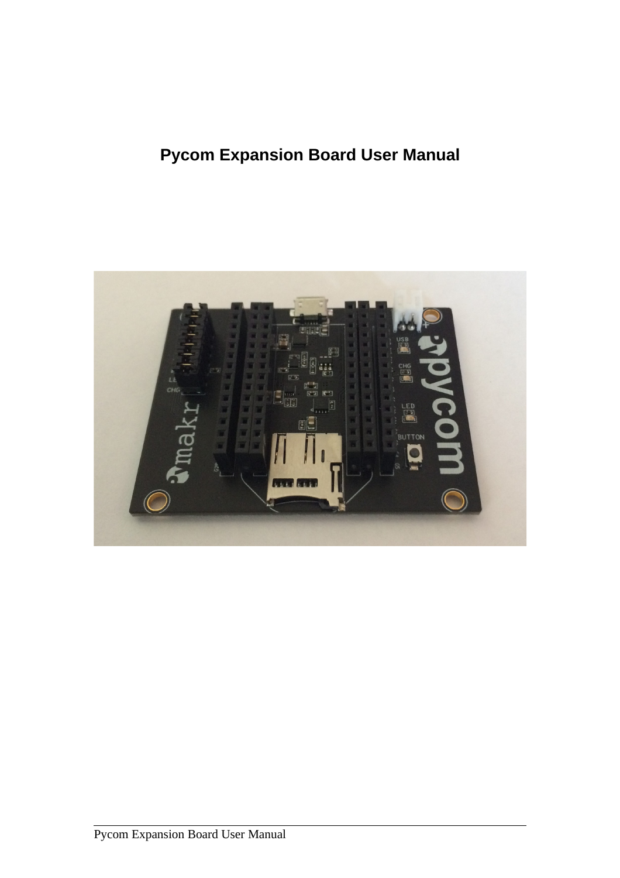# Pycom Expansion Board User Manual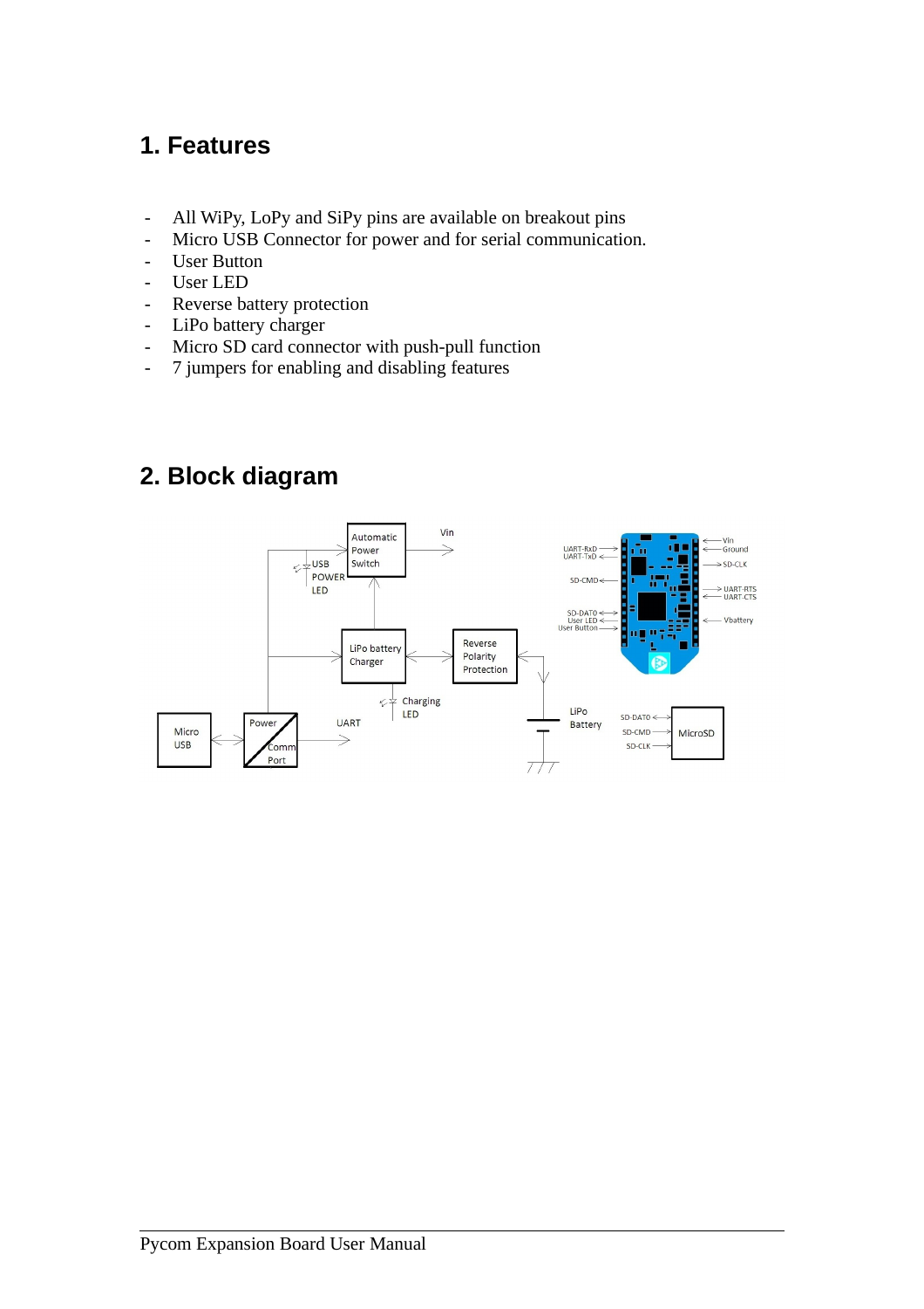# 1. Features

- All WiPy, LoPy and SiPy pins are available on breakout pins
- Micro USB Connector for power and for serial communication.
- User Button
- User LED
- Reverse battery protection
- LiPo battery charger
- Micro SD card connector with push-pull function
- 7 jumpers for enabling and disabling features

# 2. Block diagram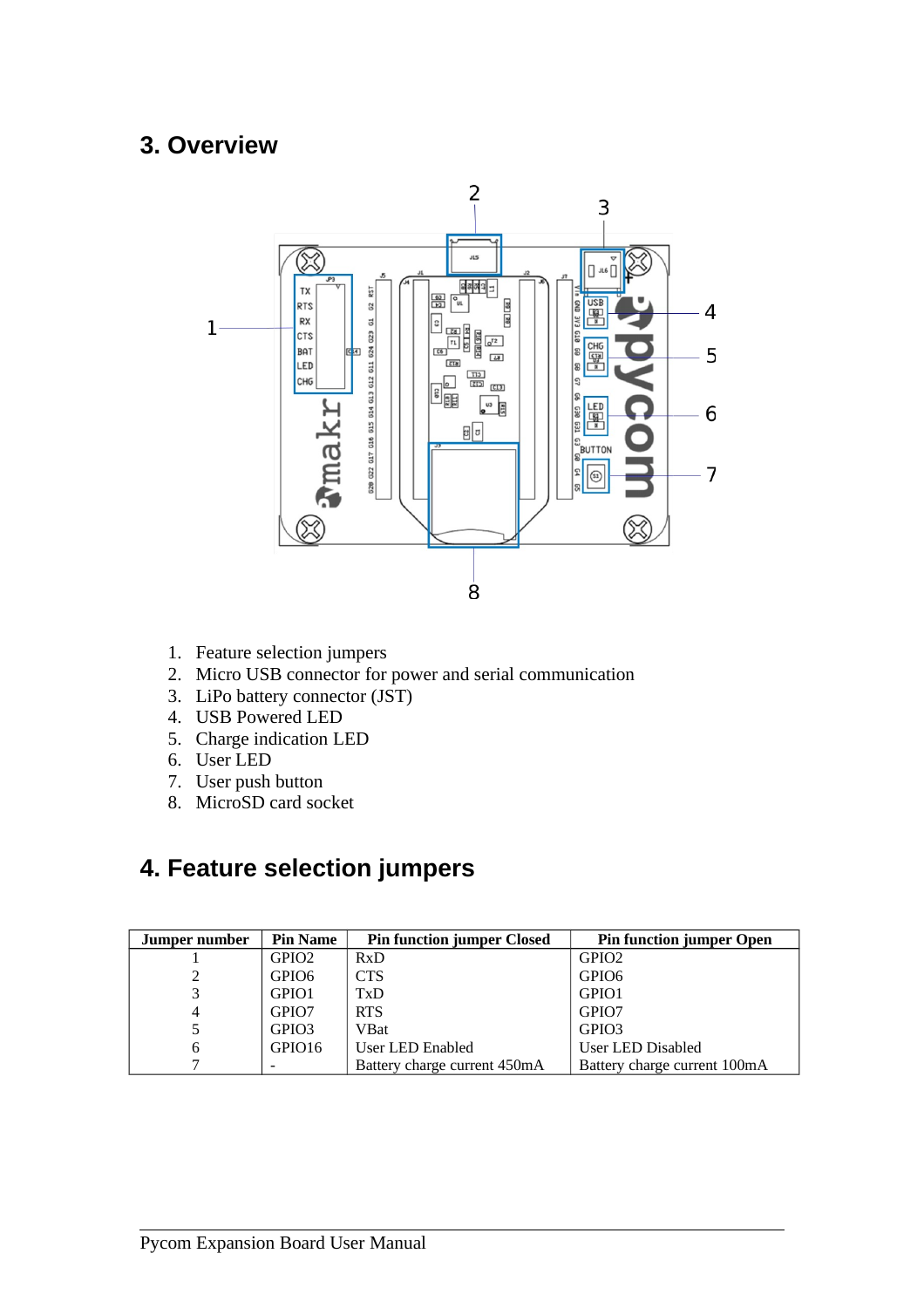## 3. Overview

1. Feature selection jumpers
2. Micro USB connector for power and serial communication
3. LiPo battery connector (JST)
4. USB Powered LED
5. Charge indication LED
6. User LED
7. User push button
8. MicroSD card socket

## 4. Feature selection jumpers

| Jumper number | Pin Name | Pin function jumper Closed | Pin function jumper Open |
|---|---|---|---|
| 1 | GPIO2 | RxD | GPIO2 |
| 2 | GPIO6 | CTS | GPIO6 |
| 3 | GPIO1 | TxD | GPIO1 |
| 4 | GPIO7 | RTS | GPIO7 |
| 5 | GPIO3 | VBat | GPIO3 |
| 6 | GPIO16 | User LED Enabled | User LED Disabled |
| 7 | - | Battery charge current 450mA | Battery charge current 100mA |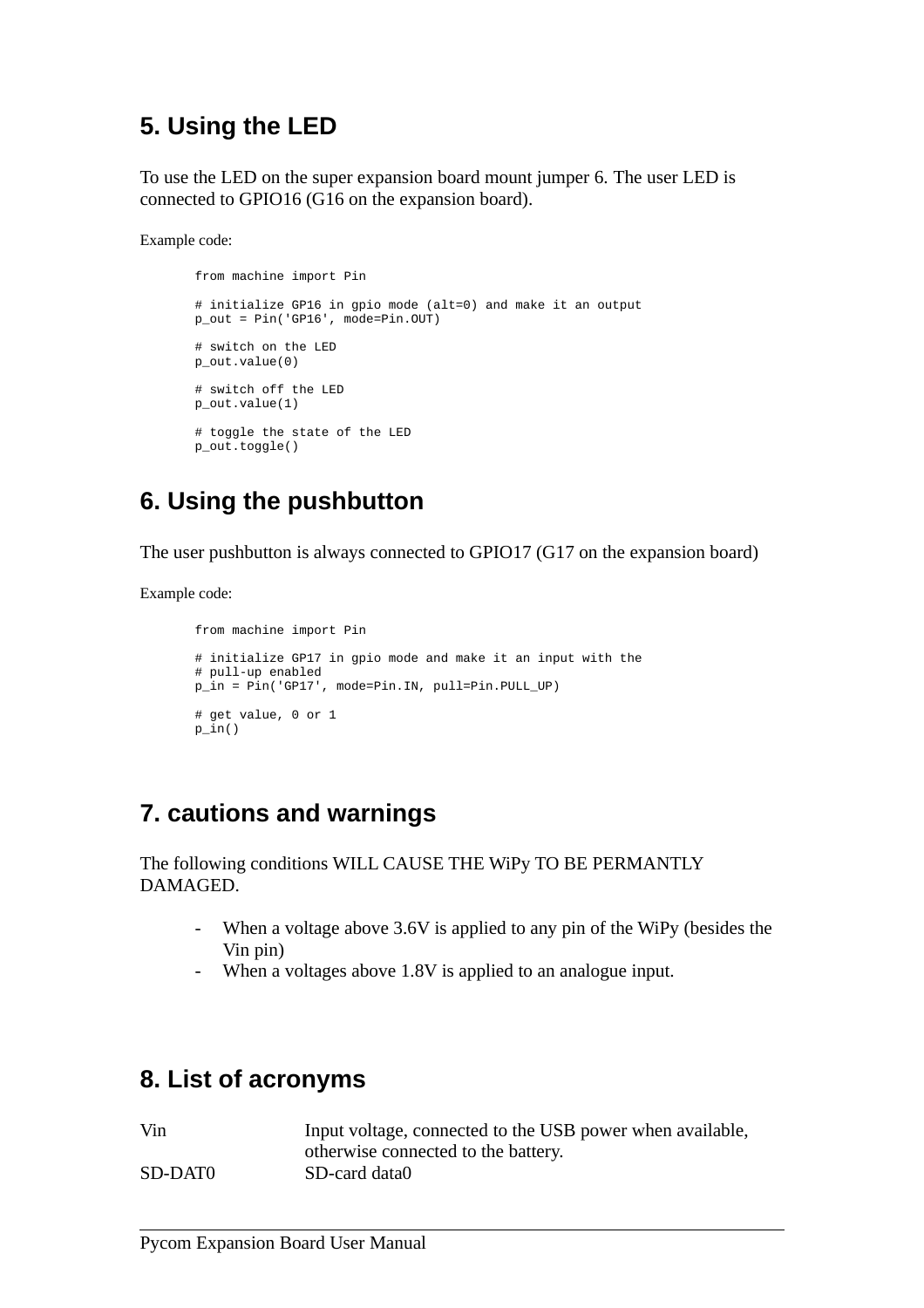## 5. Using the LED

To use the LED on the super expansion board mount jumper 6. The user LED is connected to GPIO16 (G16 on the expansion board).

Example code:

```
from machine import Pin

# initialize GP16 in gpio mode (alt=0) and make it an output
p_out = Pin('GP16', mode=Pin.OUT)

# switch on the LED
p_out.value(0)

# switch off the LED
p_out.value(1)

# toggle the state of the LED
p_out.toggle()
```

## 6. Using the pushbutton

The user pushbutton is always connected to GPIO17 (G17 on the expansion board)

Example code:

```
from machine import Pin

# initialize GP17 in gpio mode and make it an input with the
# pull-up enabled
p_in = Pin('GP17', mode=Pin.IN, pull=Pin.PULL_UP)

# get value, 0 or 1
p_in()
```

## 7. cautions and warnings

The following conditions WILL CAUSE THE WiPy TO BE PERMANTLY DAMAGED.

- When a voltage above 3.6V is applied to any pin of the WiPy (besides the Vin pin)
- When a voltages above 1.8V is applied to an analogue input.

## 8. List of acronyms

| | |
|---|---|
| Vin | Input voltage, connected to the USB power when available, otherwise connected to the battery. |
| SD-DAT0 | SD-card data0 |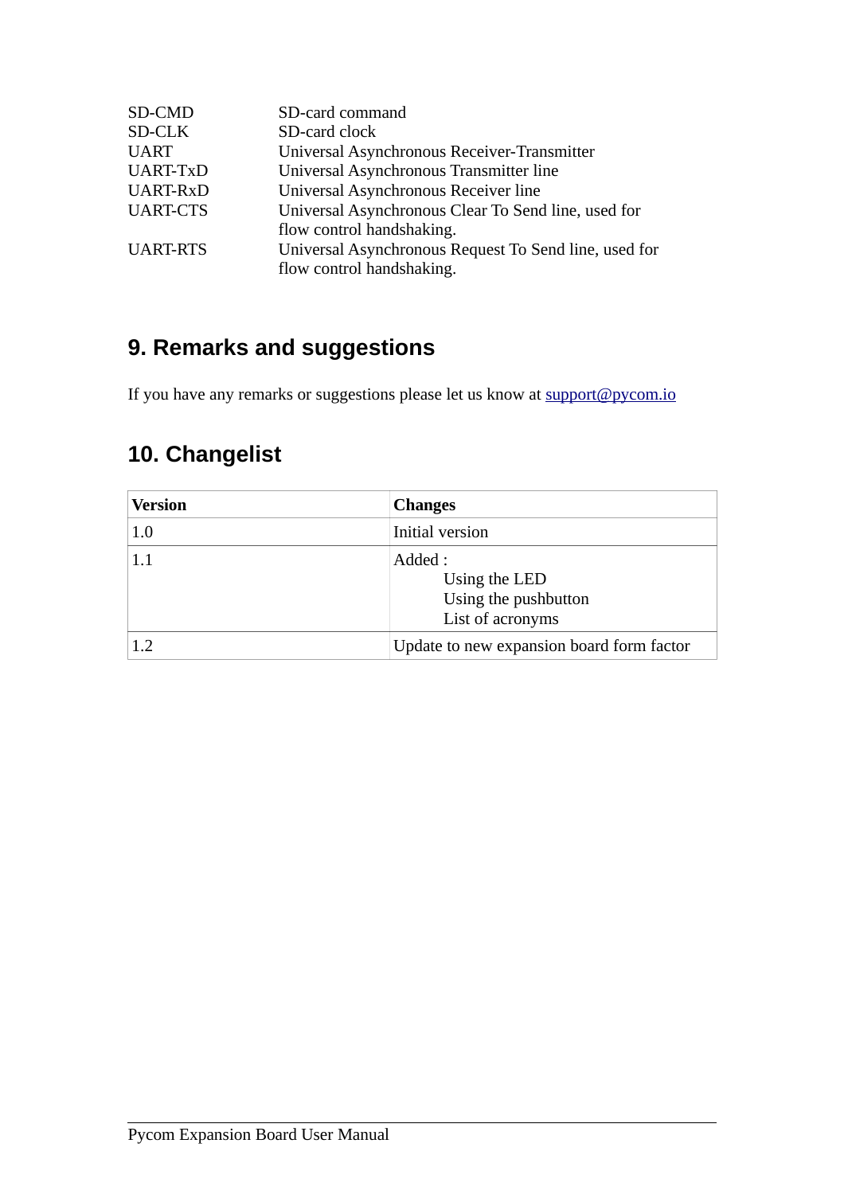| | |
|---|---|
| SD-CMD | SD-card command |
| SD-CLK | SD-card clock |
| UART | Universal Asynchronous Receiver-Transmitter |
| UART-TxD | Universal Asynchronous Transmitter line |
| UART-RxD | Universal Asynchronous Receiver line |
| UART-CTS | Universal Asynchronous Clear To Send line, used for flow control handshaking. |
| UART-RTS | Universal Asynchronous Request To Send line, used for flow control handshaking. |

## 9. Remarks and suggestions

If you have any remarks or suggestions please let us know at support@pycom.io

## 10. Changelist

| **Version** | **Changes** |
|---|---|
| 1.0 | Initial version |
| 1.1 | Added :<br>Using the LED<br>Using the pushbutton<br>List of acronyms |
| 1.2 | Update to new expansion board form factor |